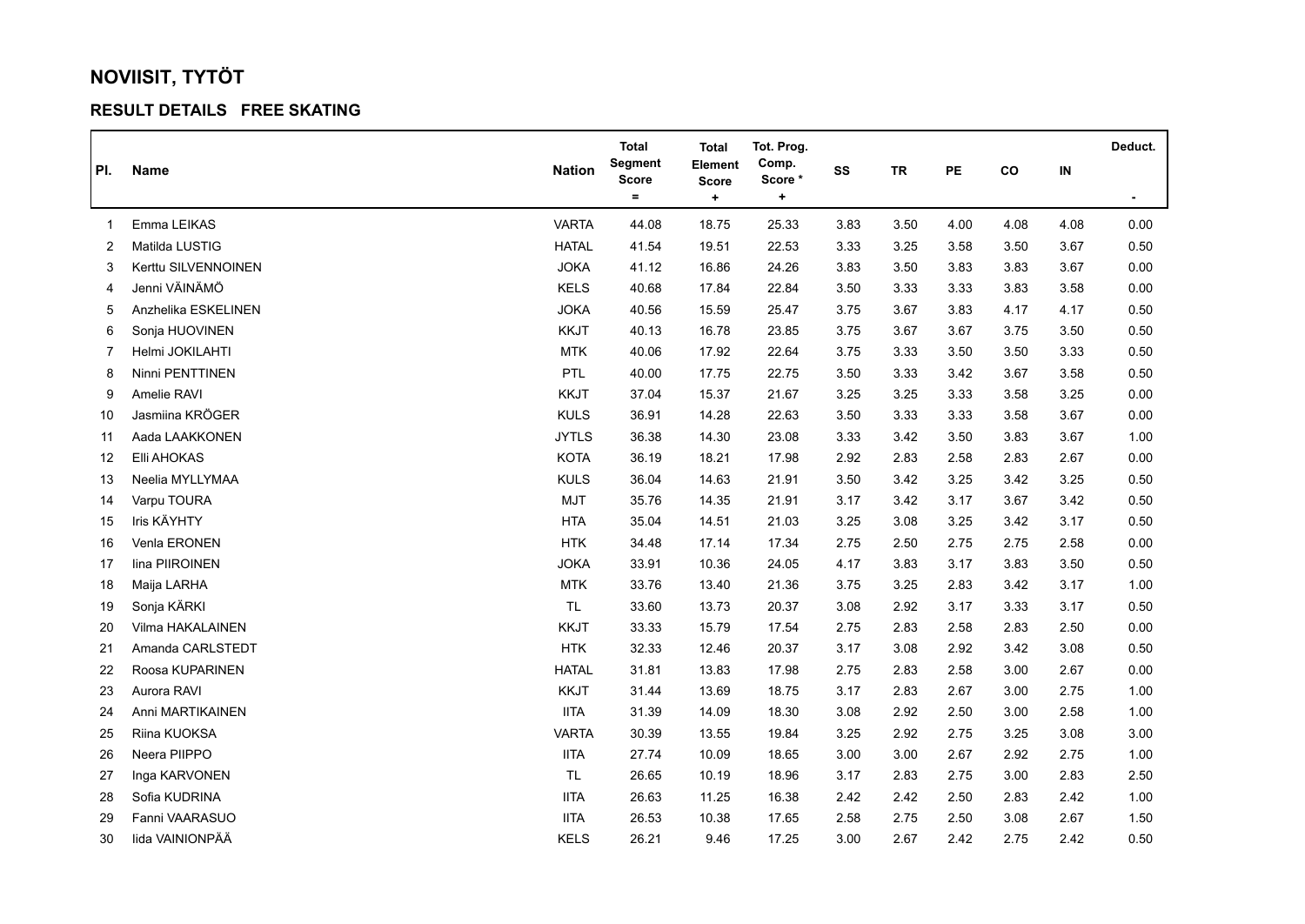# NOVIISIT, TYTÖT

## RESULT DETAILS FREE SKATING

| Pl. | Name | Nation | Total Segment Score = | Total Element Score + | Tot. Prog. Comp. Score * + | SS | TR | PE | CO | IN | Deduct. - |
|---|---|---|---|---|---|---|---|---|---|---|---|
| 1 | Emma LEIKAS | VARTA | 44.08 | 18.75 | 25.33 | 3.83 | 3.50 | 4.00 | 4.08 | 4.08 | 0.00 |
| 2 | Matilda LUSTIG | HATAL | 41.54 | 19.51 | 22.53 | 3.33 | 3.25 | 3.58 | 3.50 | 3.67 | 0.50 |
| 3 | Kerttu SILVENNOINEN | JOKA | 41.12 | 16.86 | 24.26 | 3.83 | 3.50 | 3.83 | 3.83 | 3.67 | 0.00 |
| 4 | Jenni VÄINÄMÖ | KELS | 40.68 | 17.84 | 22.84 | 3.50 | 3.33 | 3.33 | 3.83 | 3.58 | 0.00 |
| 5 | Anzhelika ESKELINEN | JOKA | 40.56 | 15.59 | 25.47 | 3.75 | 3.67 | 3.83 | 4.17 | 4.17 | 0.50 |
| 6 | Sonja HUOVINEN | KKJT | 40.13 | 16.78 | 23.85 | 3.75 | 3.67 | 3.67 | 3.75 | 3.50 | 0.50 |
| 7 | Helmi JOKILAHTI | MTK | 40.06 | 17.92 | 22.64 | 3.75 | 3.33 | 3.50 | 3.50 | 3.33 | 0.50 |
| 8 | Ninni PENTTINEN | PTL | 40.00 | 17.75 | 22.75 | 3.50 | 3.33 | 3.42 | 3.67 | 3.58 | 0.50 |
| 9 | Amelie RAVI | KKJT | 37.04 | 15.37 | 21.67 | 3.25 | 3.25 | 3.33 | 3.58 | 3.25 | 0.00 |
| 10 | Jasmiina KRÖGER | KULS | 36.91 | 14.28 | 22.63 | 3.50 | 3.33 | 3.33 | 3.58 | 3.67 | 0.00 |
| 11 | Aada LAAKKONEN | JYTLS | 36.38 | 14.30 | 23.08 | 3.33 | 3.42 | 3.50 | 3.83 | 3.67 | 1.00 |
| 12 | Elli AHOKAS | KOTA | 36.19 | 18.21 | 17.98 | 2.92 | 2.83 | 2.58 | 2.83 | 2.67 | 0.00 |
| 13 | Neelia MYLLYMAA | KULS | 36.04 | 14.63 | 21.91 | 3.50 | 3.42 | 3.25 | 3.42 | 3.25 | 0.50 |
| 14 | Varpu TOURA | MJT | 35.76 | 14.35 | 21.91 | 3.17 | 3.42 | 3.17 | 3.67 | 3.42 | 0.50 |
| 15 | Iris KÄYHTY | HTA | 35.04 | 14.51 | 21.03 | 3.25 | 3.08 | 3.25 | 3.42 | 3.17 | 0.50 |
| 16 | Venla ERONEN | HTK | 34.48 | 17.14 | 17.34 | 2.75 | 2.50 | 2.75 | 2.75 | 2.58 | 0.00 |
| 17 | Iina PIIROINEN | JOKA | 33.91 | 10.36 | 24.05 | 4.17 | 3.83 | 3.17 | 3.83 | 3.50 | 0.50 |
| 18 | Maija LARHA | MTK | 33.76 | 13.40 | 21.36 | 3.75 | 3.25 | 2.83 | 3.42 | 3.17 | 1.00 |
| 19 | Sonja KÄRKI | TL | 33.60 | 13.73 | 20.37 | 3.08 | 2.92 | 3.17 | 3.33 | 3.17 | 0.50 |
| 20 | Vilma HAKALAINEN | KKJT | 33.33 | 15.79 | 17.54 | 2.75 | 2.83 | 2.58 | 2.83 | 2.50 | 0.00 |
| 21 | Amanda CARLSTEDT | HTK | 32.33 | 12.46 | 20.37 | 3.17 | 3.08 | 2.92 | 3.42 | 3.08 | 0.50 |
| 22 | Roosa KUPARINEN | HATAL | 31.81 | 13.83 | 17.98 | 2.75 | 2.83 | 2.58 | 3.00 | 2.67 | 0.00 |
| 23 | Aurora RAVI | KKJT | 31.44 | 13.69 | 18.75 | 3.17 | 2.83 | 2.67 | 3.00 | 2.75 | 1.00 |
| 24 | Anni MARTIKAINEN | IITA | 31.39 | 14.09 | 18.30 | 3.08 | 2.92 | 2.50 | 3.00 | 2.58 | 1.00 |
| 25 | Riina KUOKSA | VARTA | 30.39 | 13.55 | 19.84 | 3.25 | 2.92 | 2.75 | 3.25 | 3.08 | 3.00 |
| 26 | Neera PIIPPO | IITA | 27.74 | 10.09 | 18.65 | 3.00 | 3.00 | 2.67 | 2.92 | 2.75 | 1.00 |
| 27 | Inga KARVONEN | TL | 26.65 | 10.19 | 18.96 | 3.17 | 2.83 | 2.75 | 3.00 | 2.83 | 2.50 |
| 28 | Sofia KUDRINA | IITA | 26.63 | 11.25 | 16.38 | 2.42 | 2.42 | 2.50 | 2.83 | 2.42 | 1.00 |
| 29 | Fanni VAARASUO | IITA | 26.53 | 10.38 | 17.65 | 2.58 | 2.75 | 2.50 | 3.08 | 2.67 | 1.50 |
| 30 | Iida VAINIONPÄÄ | KELS | 26.21 | 9.46 | 17.25 | 3.00 | 2.67 | 2.42 | 2.75 | 2.42 | 0.50 |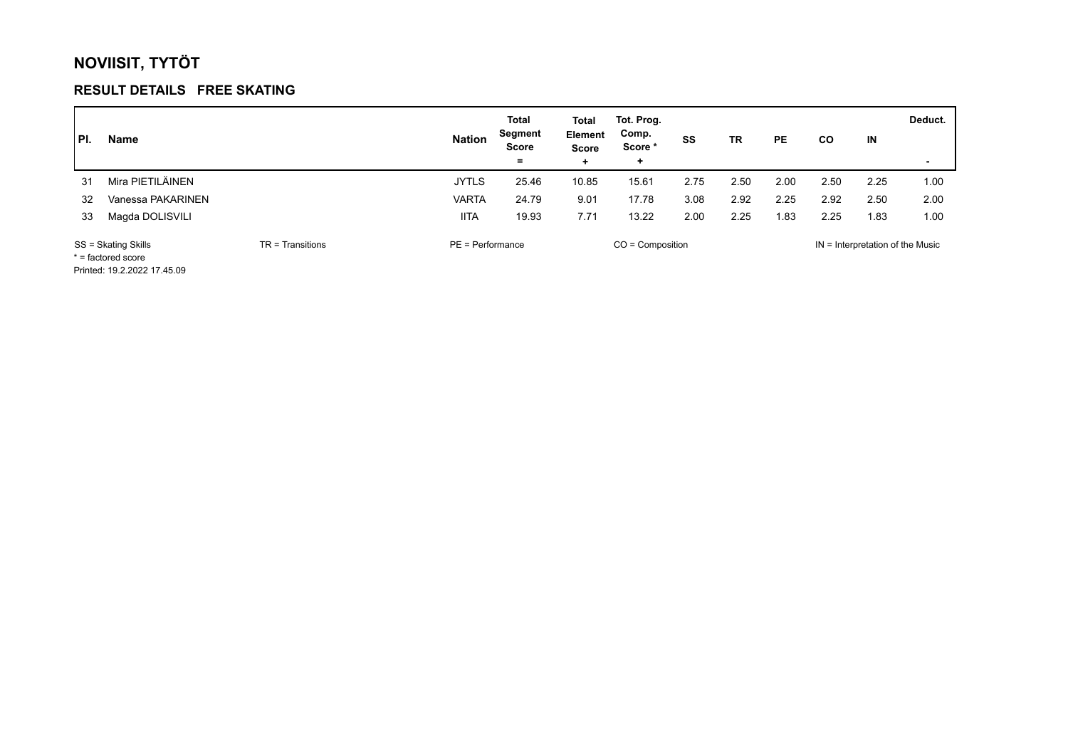# NOVIISIT, TYTÖT

## RESULT DETAILS FREE SKATING

| Pl. | Name | Nation | Total Segment Score = | Total Element Score + | Tot. Prog. Comp. Score * + | SS | TR | PE | CO | IN | Deduct. - |
|---|---|---|---|---|---|---|---|---|---|---|---|
| 31 | Mira PIETILÄINEN | JYTLS | 25.46 | 10.85 | 15.61 | 2.75 | 2.50 | 2.00 | 2.50 | 2.25 | 1.00 |
| 32 | Vanessa PAKARINEN | VARTA | 24.79 | 9.01 | 17.78 | 3.08 | 2.92 | 2.25 | 2.92 | 2.50 | 2.00 |
| 33 | Magda DOLISVILI | IITA | 19.93 | 7.71 | 13.22 | 2.00 | 2.25 | 1.83 | 2.25 | 1.83 | 1.00 |

SS = Skating Skills TR = Transitions PE = Performance CO = Composition IN = Interpretation of the Music

* = factored score

Printed: 19.2.2022 17.45.09